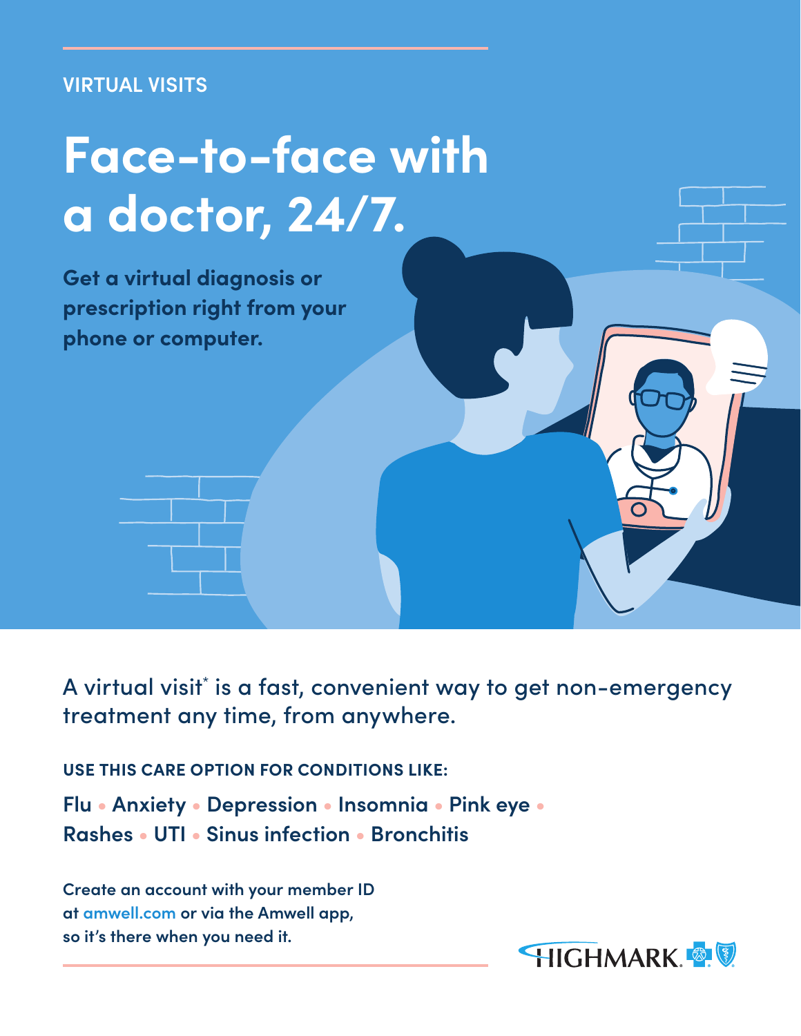VIRTUAL VISITS

# Face-to-face with a doctor, 24/7.

**Get a virtual diagnosis or prescription right from your phone or computer.**

A virtual visit* is a fast, convenient way to get non-emergency treatment any time, from anywhere.

**USE THIS CARE OPTION FOR CONDITIONS LIKE:**

**Flu • Anxiety • Depression • Insomnia • Pink eye • Rashes • UTI • Sinus infection • Bronchitis**

Create an account with your member ID at amwell.com or via the Amwell app, so it's there when you need it.

HIGHMARK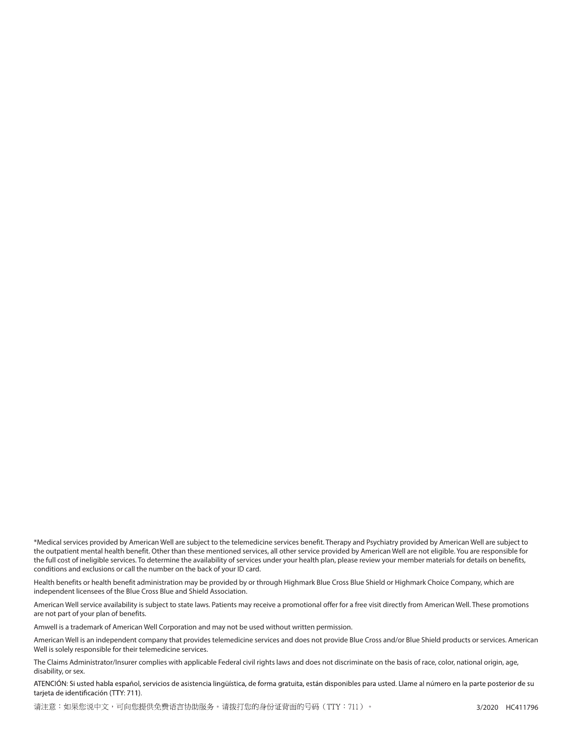*Medical services provided by American Well are subject to the telemedicine services benefit. Therapy and Psychiatry provided by American Well are subject to the outpatient mental health benefit. Other than these mentioned services, all other service provided by American Well are not eligible. You are responsible for the full cost of ineligible services. To determine the availability of services under your health plan, please review your member materials for details on benefits, conditions and exclusions or call the number on the back of your ID card.

Health benefits or health benefit administration may be provided by or through Highmark Blue Cross Blue Shield or Highmark Choice Company, which are independent licensees of the Blue Cross Blue and Shield Association.

American Well service availability is subject to state laws. Patients may receive a promotional offer for a free visit directly from American Well. These promotions are not part of your plan of benefits.

Amwell is a trademark of American Well Corporation and may not be used without written permission.

American Well is an independent company that provides telemedicine services and does not provide Blue Cross and/or Blue Shield products or services. American Well is solely responsible for their telemedicine services.

The Claims Administrator/Insurer complies with applicable Federal civil rights laws and does not discriminate on the basis of race, color, national origin, age, disability, or sex.

ATENCIÓN: Si usted habla español, servicios de asistencia lingüística, de forma gratuita, están disponibles para usted. Llame al número en la parte posterior de su tarjeta de identificación (TTY: 711).

请注意：如果您说中文，可向您提供免费语言协助服务。请拨打您的身份证背面的号码（TTY：711）。

3/2020 HC411796